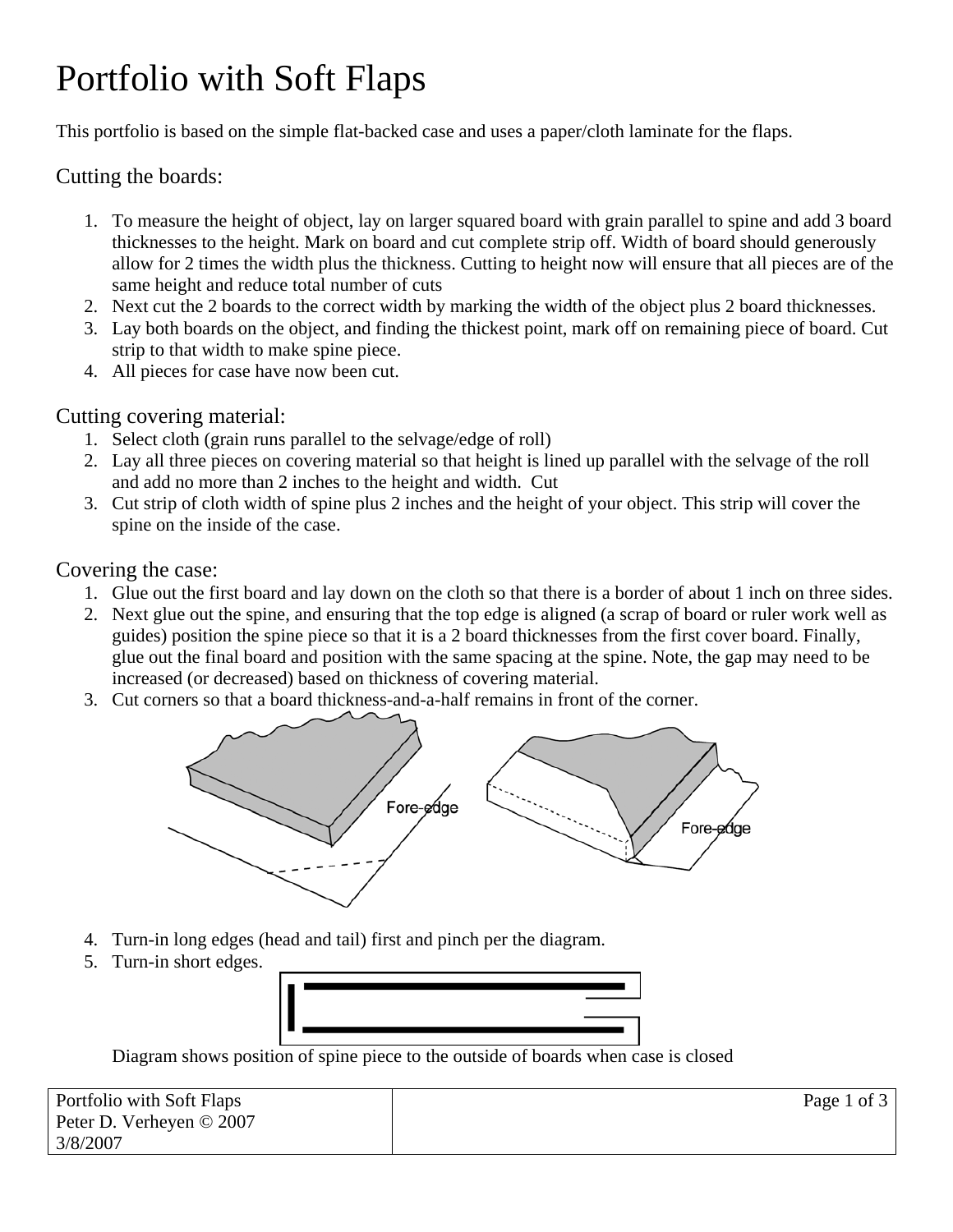# Portfolio with Soft Flaps

This portfolio is based on the simple flat-backed case and uses a paper/cloth laminate for the flaps.

## Cutting the boards:

1. To measure the height of object, lay on larger squared board with grain parallel to spine and add 3 board thicknesses to the height. Mark on board and cut complete strip off. Width of board should generously allow for 2 times the width plus the thickness. Cutting to height now will ensure that all pieces are of the same height and reduce total number of cuts
2. Next cut the 2 boards to the correct width by marking the width of the object plus 2 board thicknesses.
3. Lay both boards on the object, and finding the thickest point, mark off on remaining piece of board. Cut strip to that width to make spine piece.
4. All pieces for case have now been cut.

## Cutting covering material:

1. Select cloth (grain runs parallel to the selvage/edge of roll)
2. Lay all three pieces on covering material so that height is lined up parallel with the selvage of the roll and add no more than 2 inches to the height and width. Cut
3. Cut strip of cloth width of spine plus 2 inches and the height of your object. This strip will cover the spine on the inside of the case.

## Covering the case:

1. Glue out the first board and lay down on the cloth so that there is a border of about 1 inch on three sides.
2. Next glue out the spine, and ensuring that the top edge is aligned (a scrap of board or ruler work well as guides) position the spine piece so that it is a 2 board thicknesses from the first cover board. Finally, glue out the final board and position with the same spacing at the spine. Note, the gap may need to be increased (or decreased) based on thickness of covering material.
3. Cut corners so that a board thickness-and-a-half remains in front of the corner.
4. Turn-in long edges (head and tail) first and pinch per the diagram.
5. Turn-in short edges.

Diagram shows position of spine piece to the outside of boards when case is closed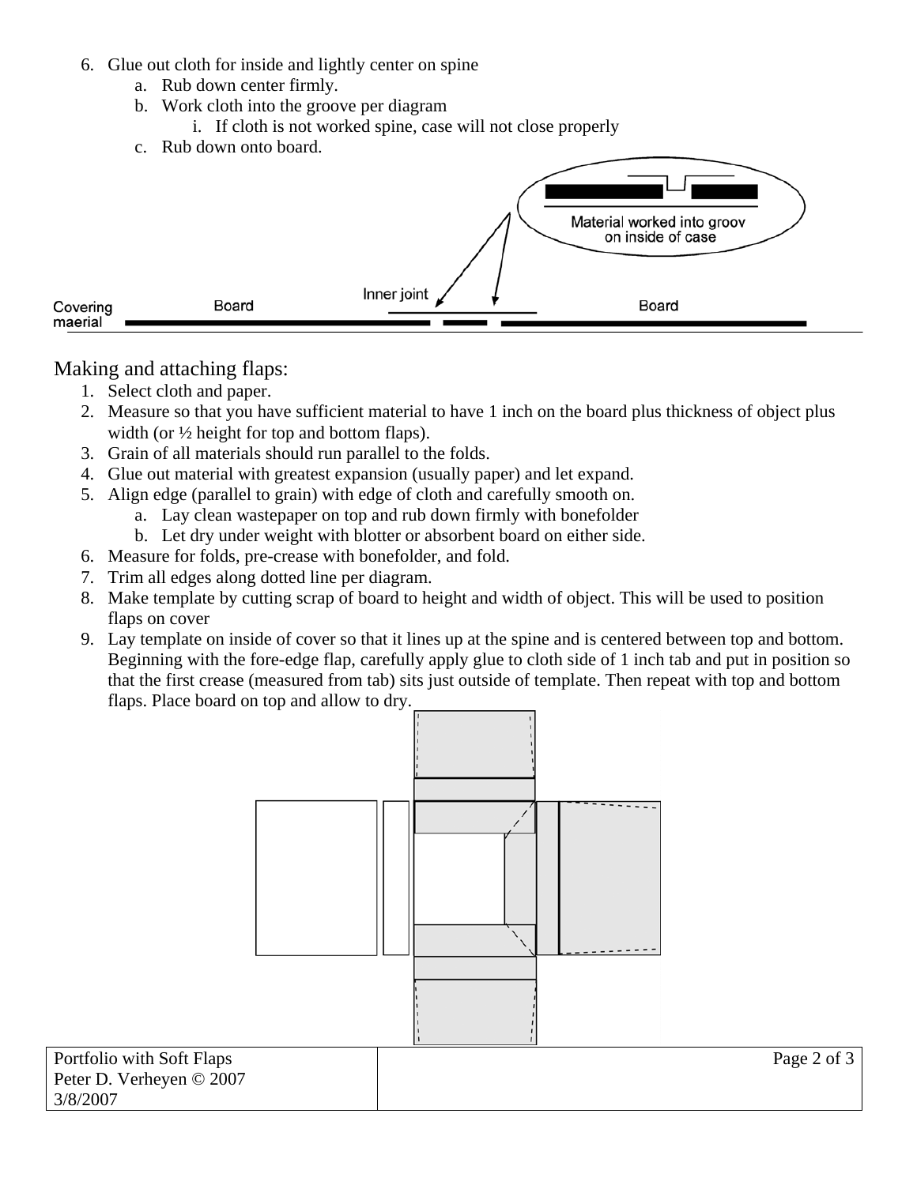6. Glue out cloth for inside and lightly center on spine
   a. Rub down center firmly.
   b. Work cloth into the groove per diagram
      i. If cloth is not worked spine, case will not close properly
   c. Rub down onto board.

Material worked into groov on inside of case

Inner joint

Covering maerial — Board — Board

## Making and attaching flaps:

1. Select cloth and paper.
2. Measure so that you have sufficient material to have 1 inch on the board plus thickness of object plus width (or ½ height for top and bottom flaps).
3. Grain of all materials should run parallel to the folds.
4. Glue out material with greatest expansion (usually paper) and let expand.
5. Align edge (parallel to grain) with edge of cloth and carefully smooth on.
   a. Lay clean wastepaper on top and rub down firmly with bonefolder
   b. Let dry under weight with blotter or absorbent board on either side.
6. Measure for folds, pre-crease with bonefolder, and fold.
7. Trim all edges along dotted line per diagram.
8. Make template by cutting scrap of board to height and width of object. This will be used to position flaps on cover
9. Lay template on inside of cover so that it lines up at the spine and is centered between top and bottom. Beginning with the fore-edge flap, carefully apply glue to cloth side of 1 inch tab and put in position so that the first crease (measured from tab) sits just outside of template. Then repeat with top and bottom flaps. Place board on top and allow to dry.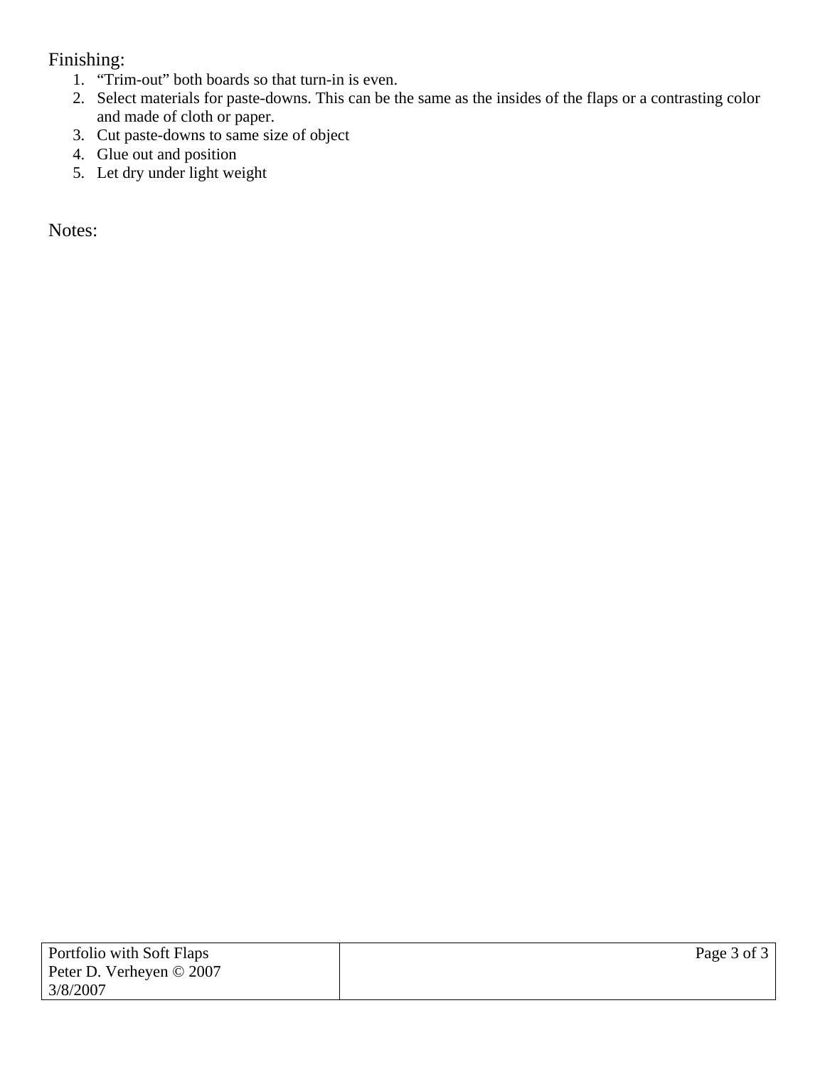## Finishing:

1. "Trim-out" both boards so that turn-in is even.
2. Select materials for paste-downs. This can be the same as the insides of the flaps or a contrasting color and made of cloth or paper.
3. Cut paste-downs to same size of object
4. Glue out and position
5. Let dry under light weight

## Notes: